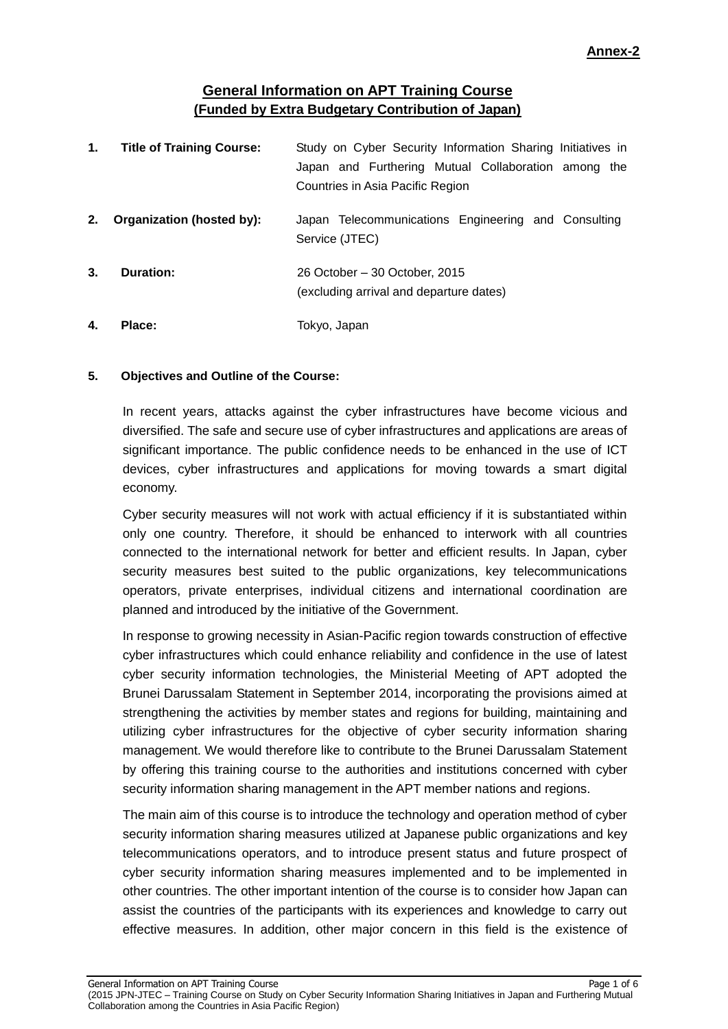**Annex-2**

## General Information on APT Training Course (Funded by Extra Budgetary Contribution of Japan)

**1. Title of Training Course:** Study on Cyber Security Information Sharing Initiatives in Japan and Furthering Mutual Collaboration among the Countries in Asia Pacific Region

**2. Organization (hosted by):** Japan Telecommunications Engineering and Consulting Service (JTEC)

**3. Duration:** 26 October – 30 October, 2015 (excluding arrival and departure dates)

**4. Place:** Tokyo, Japan

**5. Objectives and Outline of the Course:**

In recent years, attacks against the cyber infrastructures have become vicious and diversified. The safe and secure use of cyber infrastructures and applications are areas of significant importance. The public confidence needs to be enhanced in the use of ICT devices, cyber infrastructures and applications for moving towards a smart digital economy.

Cyber security measures will not work with actual efficiency if it is substantiated within only one country. Therefore, it should be enhanced to interwork with all countries connected to the international network for better and efficient results. In Japan, cyber security measures best suited to the public organizations, key telecommunications operators, private enterprises, individual citizens and international coordination are planned and introduced by the initiative of the Government.

In response to growing necessity in Asian-Pacific region towards construction of effective cyber infrastructures which could enhance reliability and confidence in the use of latest cyber security information technologies, the Ministerial Meeting of APT adopted the Brunei Darussalam Statement in September 2014, incorporating the provisions aimed at strengthening the activities by member states and regions for building, maintaining and utilizing cyber infrastructures for the objective of cyber security information sharing management. We would therefore like to contribute to the Brunei Darussalam Statement by offering this training course to the authorities and institutions concerned with cyber security information sharing management in the APT member nations and regions.

The main aim of this course is to introduce the technology and operation method of cyber security information sharing measures utilized at Japanese public organizations and key telecommunications operators, and to introduce present status and future prospect of cyber security information sharing measures implemented and to be implemented in other countries. The other important intention of the course is to consider how Japan can assist the countries of the participants with its experiences and knowledge to carry out effective measures. In addition, other major concern in this field is the existence of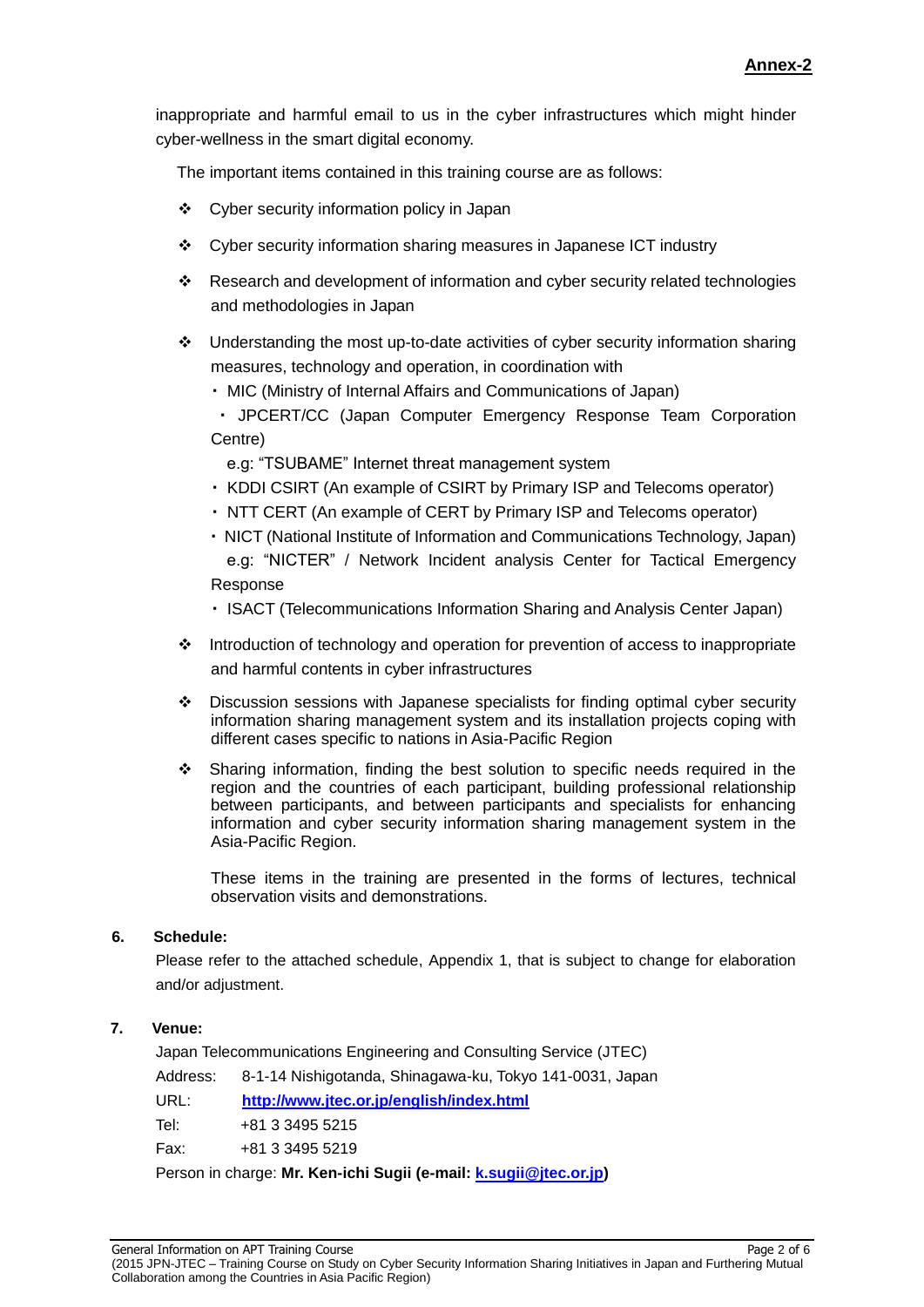inappropriate and harmful email to us in the cyber infrastructures which might hinder cyber-wellness in the smart digital economy.

The important items contained in this training course are as follows:

- Cyber security information policy in Japan
- Cyber security information sharing measures in Japanese ICT industry
- Research and development of information and cyber security related technologies and methodologies in Japan
- Understanding the most up-to-date activities of cyber security information sharing measures, technology and operation, in coordination with
  - MIC (Ministry of Internal Affairs and Communications of Japan)
  - JPCERT/CC (Japan Computer Emergency Response Team Corporation Centre)
    e.g: "TSUBAME" Internet threat management system
  - KDDI CSIRT (An example of CSIRT by Primary ISP and Telecoms operator)
  - NTT CERT (An example of CERT by Primary ISP and Telecoms operator)
  - NICT (National Institute of Information and Communications Technology, Japan)
    e.g: "NICTER" / Network Incident analysis Center for Tactical Emergency Response
  - ISACT (Telecommunications Information Sharing and Analysis Center Japan)
- Introduction of technology and operation for prevention of access to inappropriate and harmful contents in cyber infrastructures
- Discussion sessions with Japanese specialists for finding optimal cyber security information sharing management system and its installation projects coping with different cases specific to nations in Asia-Pacific Region
- Sharing information, finding the best solution to specific needs required in the region and the countries of each participant, building professional relationship between participants, and between participants and specialists for enhancing information and cyber security information sharing management system in the Asia-Pacific Region.

  These items in the training are presented in the forms of lectures, technical observation visits and demonstrations.

**6. Schedule:**

Please refer to the attached schedule, Appendix 1, that is subject to change for elaboration and/or adjustment.

**7. Venue:**

Japan Telecommunications Engineering and Consulting Service (JTEC)

Address: 8-1-14 Nishigotanda, Shinagawa-ku, Tokyo 141-0031, Japan

URL: **http://www.jtec.or.jp/english/index.html**

Tel: +81 3 3495 5215

Fax: +81 3 3495 5219

Person in charge: **Mr. Ken-ichi Sugii (e-mail: k.sugii@jtec.or.jp)**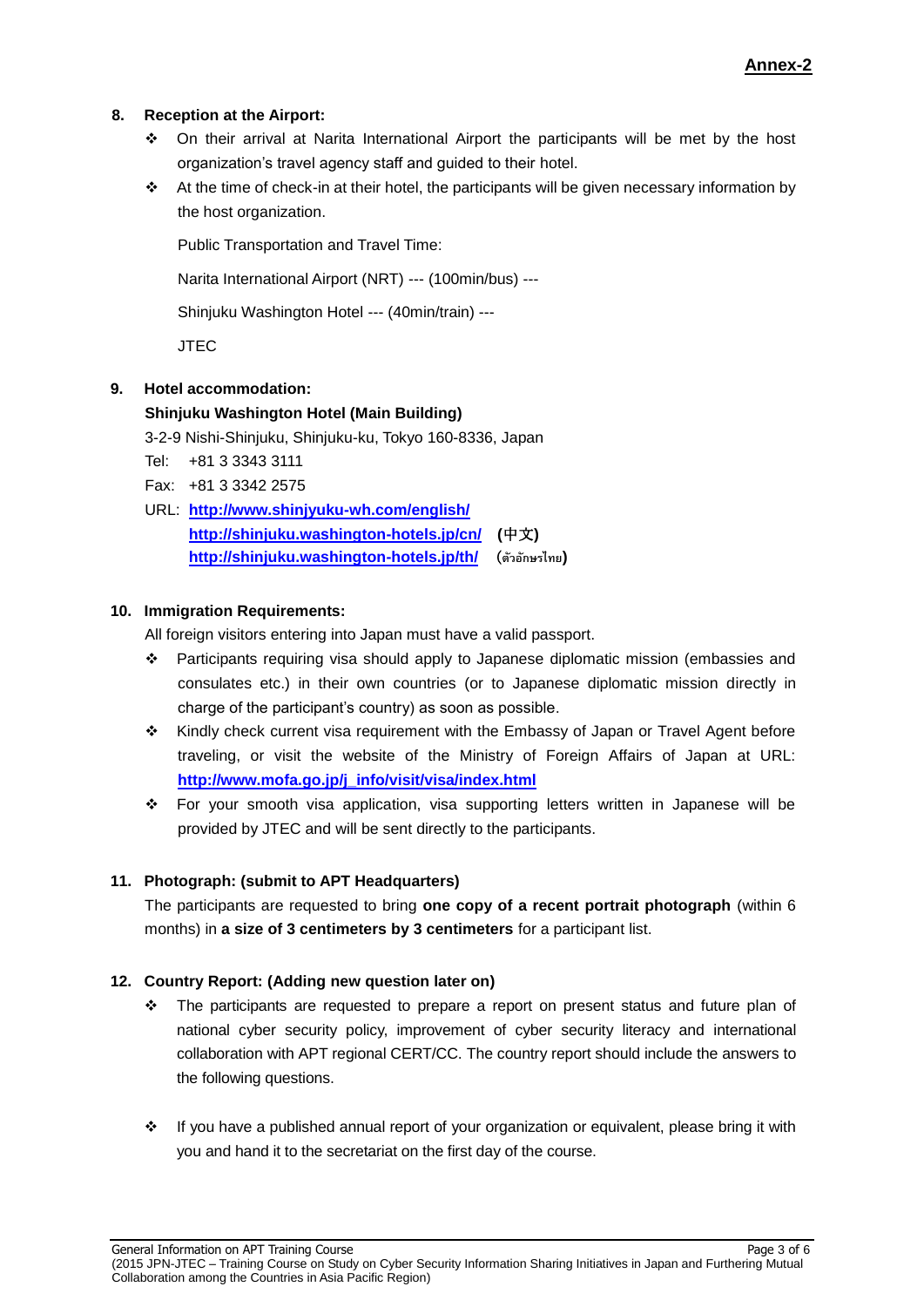**Annex-2**

## 8. Reception at the Airport:

- On their arrival at Narita International Airport the participants will be met by the host organization's travel agency staff and guided to their hotel.
- At the time of check-in at their hotel, the participants will be given necessary information by the host organization.

  Public Transportation and Travel Time:

  Narita International Airport (NRT) --- (100min/bus) ---

  Shinjuku Washington Hotel --- (40min/train) ---

  JTEC

## 9. Hotel accommodation:

**Shinjuku Washington Hotel (Main Building)**

3-2-9 Nishi-Shinjuku, Shinjuku-ku, Tokyo 160-8336, Japan

Tel: +81 3 3343 3111

Fax: +81 3 3342 2575

URL: **http://www.shinjyuku-wh.com/english/**
**http://shinjuku.washington-hotels.jp/cn/** **(中文)**
**http://shinjuku.washington-hotels.jp/th/** **(ตัวอักษรไทย)**

## 10. Immigration Requirements:

All foreign visitors entering into Japan must have a valid passport.

- Participants requiring visa should apply to Japanese diplomatic mission (embassies and consulates etc.) in their own countries (or to Japanese diplomatic mission directly in charge of the participant's country) as soon as possible.
- Kindly check current visa requirement with the Embassy of Japan or Travel Agent before traveling, or visit the website of the Ministry of Foreign Affairs of Japan at URL: **http://www.mofa.go.jp/j_info/visit/visa/index.html**
- For your smooth visa application, visa supporting letters written in Japanese will be provided by JTEC and will be sent directly to the participants.

## 11. Photograph: (submit to APT Headquarters)

The participants are requested to bring **one copy of a recent portrait photograph** (within 6 months) in **a size of 3 centimeters by 3 centimeters** for a participant list.

## 12. Country Report: (Adding new question later on)

- The participants are requested to prepare a report on present status and future plan of national cyber security policy, improvement of cyber security literacy and international collaboration with APT regional CERT/CC. The country report should include the answers to the following questions.
- If you have a published annual report of your organization or equivalent, please bring it with you and hand it to the secretariat on the first day of the course.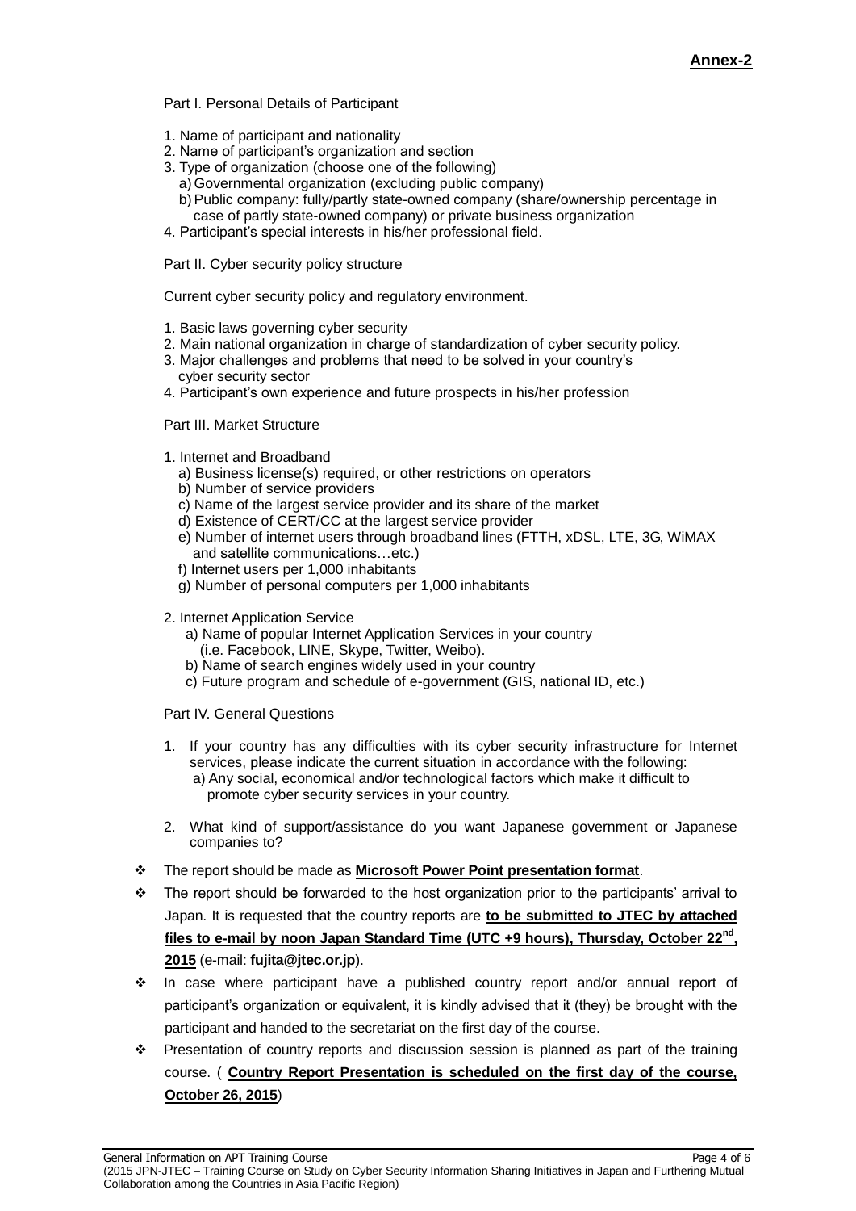**Annex-2**

Part I. Personal Details of Participant

1. Name of participant and nationality
2. Name of participant's organization and section
3. Type of organization (choose one of the following)
   a) Governmental organization (excluding public company)
   b) Public company: fully/partly state-owned company (share/ownership percentage in case of partly state-owned company) or private business organization
4. Participant's special interests in his/her professional field.

Part II. Cyber security policy structure

Current cyber security policy and regulatory environment.

1. Basic laws governing cyber security
2. Main national organization in charge of standardization of cyber security policy.
3. Major challenges and problems that need to be solved in your country's cyber security sector
4. Participant's own experience and future prospects in his/her profession

Part III. Market Structure

1. Internet and Broadband
   a) Business license(s) required, or other restrictions on operators
   b) Number of service providers
   c) Name of the largest service provider and its share of the market
   d) Existence of CERT/CC at the largest service provider
   e) Number of internet users through broadband lines (FTTH, xDSL, LTE, 3G, WiMAX and satellite communications…etc.)
   f) Internet users per 1,000 inhabitants
   g) Number of personal computers per 1,000 inhabitants

2. Internet Application Service
   a) Name of popular Internet Application Services in your country (i.e. Facebook, LINE, Skype, Twitter, Weibo).
   b) Name of search engines widely used in your country
   c) Future program and schedule of e-government (GIS, national ID, etc.)

Part IV. General Questions

1. If your country has any difficulties with its cyber security infrastructure for Internet services, please indicate the current situation in accordance with the following:
   a) Any social, economical and/or technological factors which make it difficult to promote cyber security services in your country.

2. What kind of support/assistance do you want Japanese government or Japanese companies to?

- The report should be made as **Microsoft Power Point presentation format**.
- The report should be forwarded to the host organization prior to the participants' arrival to Japan. It is requested that the country reports are **to be submitted to JTEC by attached files to e-mail by noon Japan Standard Time (UTC +9 hours), Thursday, October 22nd, 2015** (e-mail: **fujita@jtec.or.jp**).
- In case where participant have a published country report and/or annual report of participant's organization or equivalent, it is kindly advised that it (they) be brought with the participant and handed to the secretariat on the first day of the course.
- Presentation of country reports and discussion session is planned as part of the training course. ( **Country Report Presentation is scheduled on the first day of the course, October 26, 2015**)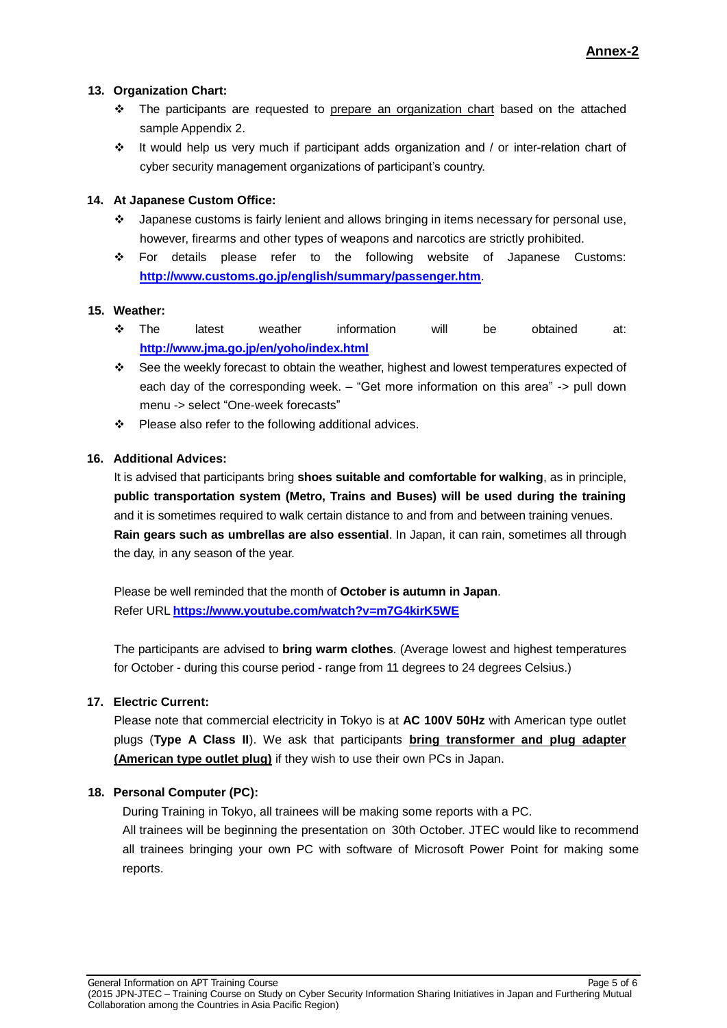**Annex-2**

**13. Organization Chart:**

- The participants are requested to prepare an organization chart based on the attached sample Appendix 2.
- It would help us very much if participant adds organization and / or inter-relation chart of cyber security management organizations of participant's country.

**14. At Japanese Custom Office:**

- Japanese customs is fairly lenient and allows bringing in items necessary for personal use, however, firearms and other types of weapons and narcotics are strictly prohibited.
- For details please refer to the following website of Japanese Customs: **http://www.customs.go.jp/english/summary/passenger.htm**.

**15. Weather:**

- The latest weather information will be obtained at: **http://www.jma.go.jp/en/yoho/index.html**
- See the weekly forecast to obtain the weather, highest and lowest temperatures expected of each day of the corresponding week. – "Get more information on this area" -> pull down menu -> select "One-week forecasts"
- Please also refer to the following additional advices.

**16. Additional Advices:**

It is advised that participants bring **shoes suitable and comfortable for walking**, as in principle, **public transportation system (Metro, Trains and Buses) will be used during the training** and it is sometimes required to walk certain distance to and from and between training venues. **Rain gears such as umbrellas are also essential**. In Japan, it can rain, sometimes all through the day, in any season of the year.

Please be well reminded that the month of **October is autumn in Japan**.
Refer URL **https://www.youtube.com/watch?v=m7G4kirK5WE**

The participants are advised to **bring warm clothes**. (Average lowest and highest temperatures for October - during this course period - range from 11 degrees to 24 degrees Celsius.)

**17. Electric Current:**

Please note that commercial electricity in Tokyo is at **AC 100V 50Hz** with American type outlet plugs (**Type A Class II**). We ask that participants **bring transformer and plug adapter (American type outlet plug)** if they wish to use their own PCs in Japan.

**18. Personal Computer (PC):**

During Training in Tokyo, all trainees will be making some reports with a PC.
All trainees will be beginning the presentation on 30th October. JTEC would like to recommend all trainees bringing your own PC with software of Microsoft Power Point for making some reports.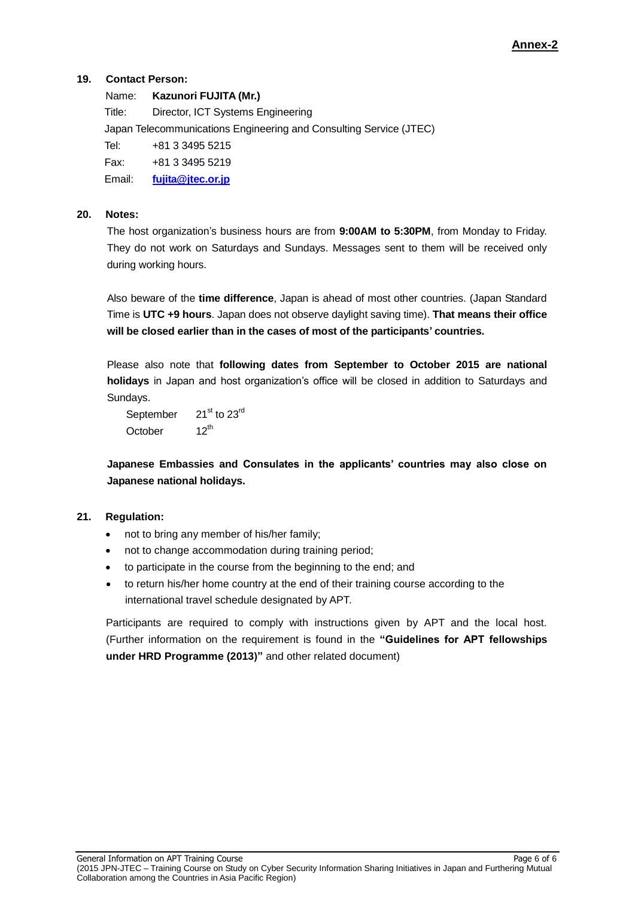**Annex-2**

**19. Contact Person:**

Name: **Kazunori FUJITA (Mr.)**
Title: Director, ICT Systems Engineering
Japan Telecommunications Engineering and Consulting Service (JTEC)
Tel: +81 3 3495 5215
Fax: +81 3 3495 5219
Email: **fujita@jtec.or.jp**

**20. Notes:**

The host organization's business hours are from **9:00AM to 5:30PM**, from Monday to Friday. They do not work on Saturdays and Sundays. Messages sent to them will be received only during working hours.

Also beware of the **time difference**, Japan is ahead of most other countries. (Japan Standard Time is **UTC +9 hours**. Japan does not observe daylight saving time). **That means their office will be closed earlier than in the cases of most of the participants' countries.**

Please also note that **following dates from September to October 2015 are national holidays** in Japan and host organization's office will be closed in addition to Saturdays and Sundays.

September 21st to 23rd
October 12th

**Japanese Embassies and Consulates in the applicants' countries may also close on Japanese national holidays.**

**21. Regulation:**

- not to bring any member of his/her family;
- not to change accommodation during training period;
- to participate in the course from the beginning to the end; and
- to return his/her home country at the end of their training course according to the international travel schedule designated by APT.

Participants are required to comply with instructions given by APT and the local host. (Further information on the requirement is found in the **"Guidelines for APT fellowships under HRD Programme (2013)"** and other related document)